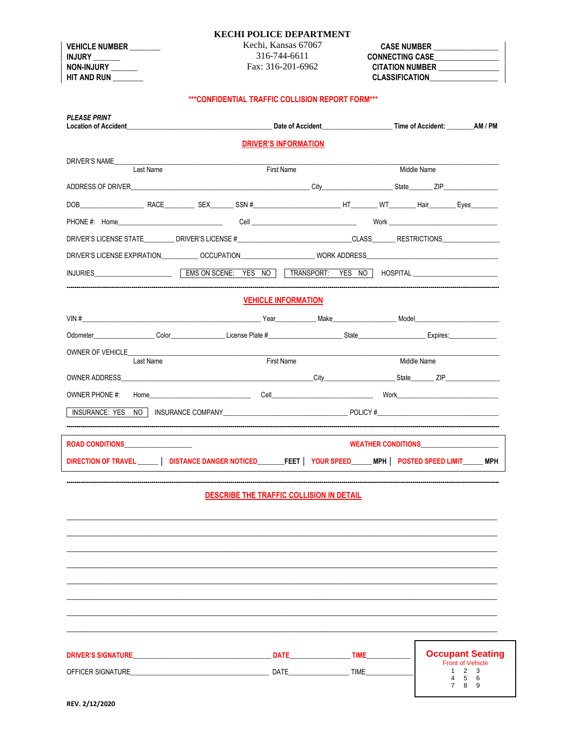**VEHICLE NUMBER _______**
**INJURY ______**
**NON-INJURY ______**
**HIT AND RUN _______**

# KECHI POLICE DEPARTMENT

Kechi, Kansas 67067
316-744-6611
Fax: 316-201-6962

**CASE NUMBER _______________**
**CONNECTING CASE_______________**
**CITATION NUMBER _______________**
**CLASSIFICATION_________________**

## ***CONFIDENTIAL TRAFFIC COLLISION REPORT FORM***

***PLEASE PRINT***
**Location of Accident**________________________________________ **Date of Accident**__________________ **Time of Accident:** _______**AM / PM**

## DRIVER'S INFORMATION

DRIVER'S NAME______________________________________________________________________________
Last Name First Name Middle Name

ADDRESS OF DRIVER_______________________________________________ City___________________ State______ ZIP_______________

DOB__________________ RACE________ SEX______ SSN #_______________________ HT_______ WT_______ Hair_______ Eyes_______

PHONE #: Home____________________________ Cell ____________________________ Work _____________________________

DRIVER'S LICENSE STATE________ DRIVER'S LICENSE #______________________________CLASS______ RESTRICTIONS________________

DRIVER'S LICENSE EXPIRATION__________ OCCUPATION___________________ WORK ADDRESS_____________________________________

INJURIES_____________________ | EMS ON SCENE: YES NO | TRANSPORT: YES NO | HOSPITAL _______________________

## VEHICLE INFORMATION

VIN #________________________________________________ Year___________ Make________________ Model______________________

Odometer________________ Color______________ License Plate #____________________ State__________________ Expires:_____________

OWNER OF VEHICLE___________________________________________________________________________
Last Name First Name Middle Name

OWNER ADDRESS_______________________________________________City___________________ State______ ZIP_______________

OWNER PHONE #: Home___________________________ Cell_____________________________ Work____________________________

| INSURANCE: YES NO | INSURANCE COMPANY__________________________________ POLICY #________________________________

**ROAD CONDITIONS**__________________ **WEATHER CONDITIONS**______________________

**DIRECTION OF TRAVEL** _____ | **DISTANCE DANGER NOTICED**_______**FEET** | **YOUR SPEED**_____ **MPH** | **POSTED SPEED LIMIT**_____ **MPH**

## DESCRIBE THE TRAFFIC COLLISION IN DETAIL

__________________________________________________________________________________________
__________________________________________________________________________________________
__________________________________________________________________________________________
__________________________________________________________________________________________
__________________________________________________________________________________________
__________________________________________________________________________________________
__________________________________________________________________________________________
__________________________________________________________________________________________

**DRIVER'S SIGNATURE**____________________________________ **DATE**_______________ **TIME**___________

OFFICER SIGNATURE_____________________________________ DATE_______________ TIME____________

**Occupant Seating**
Front of Vehicle

| | | |
|---|---|---|
| 1 | 2 | 3 |
| 4 | 5 | 6 |
| 7 | 8 | 9 |

**REV. 2/12/2020**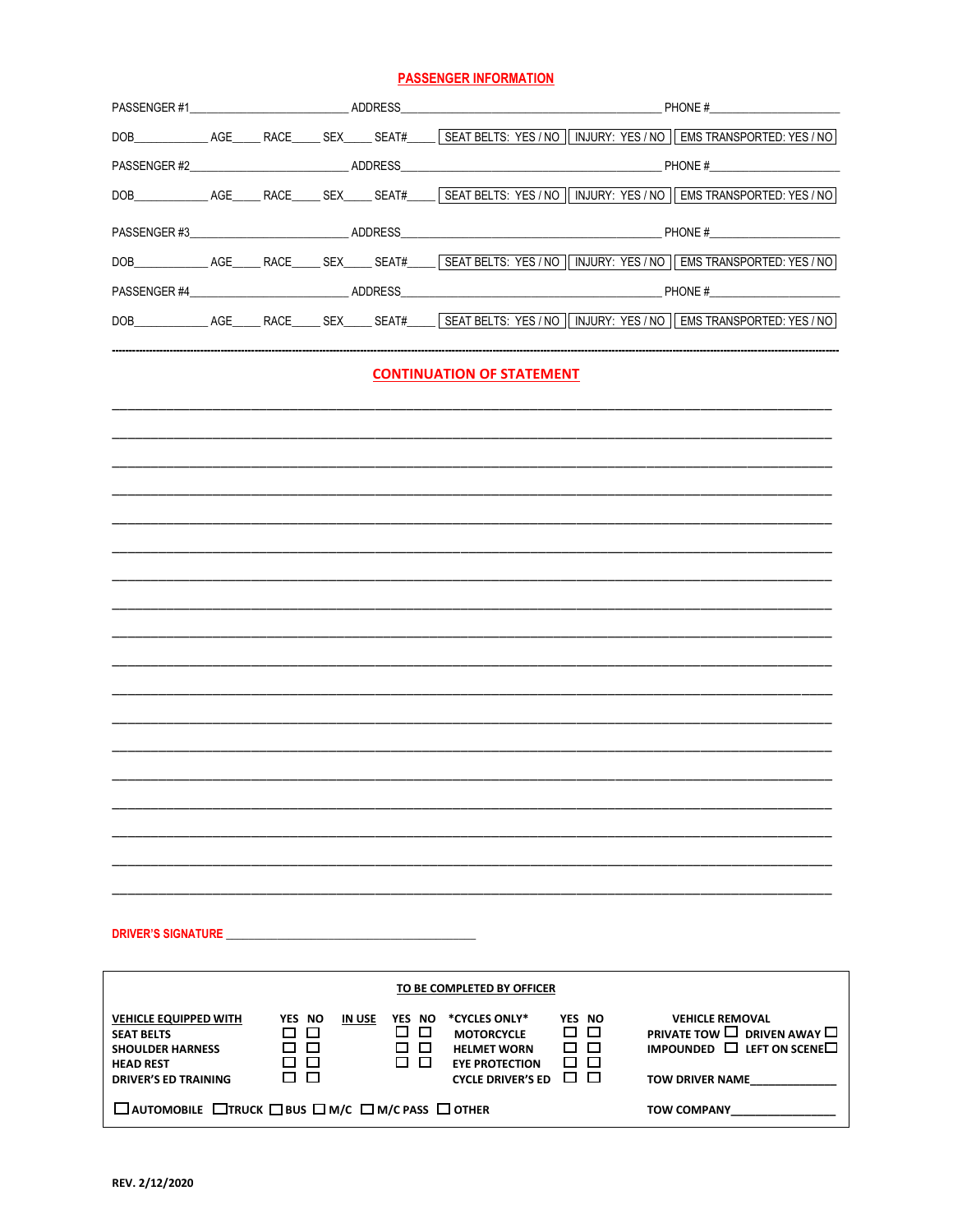## PASSENGER INFORMATION

PASSENGER #1\_\_\_\_\_\_\_\_\_\_\_\_\_\_\_\_\_\_\_\_\_\_\_\_ ADDRESS\_\_\_\_\_\_\_\_\_\_\_\_\_\_\_\_\_\_\_\_\_\_\_\_\_\_\_\_\_\_\_\_\_\_\_\_\_\_\_\_ PHONE #\_\_\_\_\_\_\_\_\_\_\_\_\_\_\_\_\_\_\_\_

DOB\_\_\_\_\_\_\_\_\_\_\_ AGE\_\_\_\_ RACE\_\_\_\_ SEX\_\_\_\_ SEAT#\_\_\_\_ | SEAT BELTS: YES / NO | INJURY: YES / NO | EMS TRANSPORTED: YES / NO |

PASSENGER #2\_\_\_\_\_\_\_\_\_\_\_\_\_\_\_\_\_\_\_\_\_\_\_\_ ADDRESS\_\_\_\_\_\_\_\_\_\_\_\_\_\_\_\_\_\_\_\_\_\_\_\_\_\_\_\_\_\_\_\_\_\_\_\_\_\_\_\_ PHONE #\_\_\_\_\_\_\_\_\_\_\_\_\_\_\_\_\_\_\_\_

DOB\_\_\_\_\_\_\_\_\_\_\_ AGE\_\_\_\_ RACE\_\_\_\_ SEX\_\_\_\_ SEAT#\_\_\_\_ | SEAT BELTS: YES / NO | INJURY: YES / NO | EMS TRANSPORTED: YES / NO |

PASSENGER #3\_\_\_\_\_\_\_\_\_\_\_\_\_\_\_\_\_\_\_\_\_\_\_\_ ADDRESS\_\_\_\_\_\_\_\_\_\_\_\_\_\_\_\_\_\_\_\_\_\_\_\_\_\_\_\_\_\_\_\_\_\_\_\_\_\_\_\_ PHONE #\_\_\_\_\_\_\_\_\_\_\_\_\_\_\_\_\_\_\_\_

DOB\_\_\_\_\_\_\_\_\_\_\_ AGE\_\_\_\_ RACE\_\_\_\_ SEX\_\_\_\_ SEAT#\_\_\_\_ | SEAT BELTS: YES / NO | INJURY: YES / NO | EMS TRANSPORTED: YES / NO |

PASSENGER #4\_\_\_\_\_\_\_\_\_\_\_\_\_\_\_\_\_\_\_\_\_\_\_\_ ADDRESS\_\_\_\_\_\_\_\_\_\_\_\_\_\_\_\_\_\_\_\_\_\_\_\_\_\_\_\_\_\_\_\_\_\_\_\_\_\_\_\_ PHONE #\_\_\_\_\_\_\_\_\_\_\_\_\_\_\_\_\_\_\_\_

DOB\_\_\_\_\_\_\_\_\_\_\_ AGE\_\_\_\_ RACE\_\_\_\_ SEX\_\_\_\_ SEAT#\_\_\_\_ | SEAT BELTS: YES / NO | INJURY: YES / NO | EMS TRANSPORTED: YES / NO |

---

## CONTINUATION OF STATEMENT

\_\_\_\_\_\_\_\_\_\_\_\_\_\_\_\_\_\_\_\_\_\_\_\_\_\_\_\_\_\_\_\_\_\_\_\_\_\_\_\_\_\_\_\_\_\_\_\_\_\_\_\_\_\_\_\_\_\_\_\_\_\_\_\_\_\_\_\_\_\_\_\_\_\_\_\_\_\_

\_\_\_\_\_\_\_\_\_\_\_\_\_\_\_\_\_\_\_\_\_\_\_\_\_\_\_\_\_\_\_\_\_\_\_\_\_\_\_\_\_\_\_\_\_\_\_\_\_\_\_\_\_\_\_\_\_\_\_\_\_\_\_\_\_\_\_\_\_\_\_\_\_\_\_\_\_\_

\_\_\_\_\_\_\_\_\_\_\_\_\_\_\_\_\_\_\_\_\_\_\_\_\_\_\_\_\_\_\_\_\_\_\_\_\_\_\_\_\_\_\_\_\_\_\_\_\_\_\_\_\_\_\_\_\_\_\_\_\_\_\_\_\_\_\_\_\_\_\_\_\_\_\_\_\_\_

\_\_\_\_\_\_\_\_\_\_\_\_\_\_\_\_\_\_\_\_\_\_\_\_\_\_\_\_\_\_\_\_\_\_\_\_\_\_\_\_\_\_\_\_\_\_\_\_\_\_\_\_\_\_\_\_\_\_\_\_\_\_\_\_\_\_\_\_\_\_\_\_\_\_\_\_\_\_

\_\_\_\_\_\_\_\_\_\_\_\_\_\_\_\_\_\_\_\_\_\_\_\_\_\_\_\_\_\_\_\_\_\_\_\_\_\_\_\_\_\_\_\_\_\_\_\_\_\_\_\_\_\_\_\_\_\_\_\_\_\_\_\_\_\_\_\_\_\_\_\_\_\_\_\_\_\_

\_\_\_\_\_\_\_\_\_\_\_\_\_\_\_\_\_\_\_\_\_\_\_\_\_\_\_\_\_\_\_\_\_\_\_\_\_\_\_\_\_\_\_\_\_\_\_\_\_\_\_\_\_\_\_\_\_\_\_\_\_\_\_\_\_\_\_\_\_\_\_\_\_\_\_\_\_\_

\_\_\_\_\_\_\_\_\_\_\_\_\_\_\_\_\_\_\_\_\_\_\_\_\_\_\_\_\_\_\_\_\_\_\_\_\_\_\_\_\_\_\_\_\_\_\_\_\_\_\_\_\_\_\_\_\_\_\_\_\_\_\_\_\_\_\_\_\_\_\_\_\_\_\_\_\_\_

\_\_\_\_\_\_\_\_\_\_\_\_\_\_\_\_\_\_\_\_\_\_\_\_\_\_\_\_\_\_\_\_\_\_\_\_\_\_\_\_\_\_\_\_\_\_\_\_\_\_\_\_\_\_\_\_\_\_\_\_\_\_\_\_\_\_\_\_\_\_\_\_\_\_\_\_\_\_

\_\_\_\_\_\_\_\_\_\_\_\_\_\_\_\_\_\_\_\_\_\_\_\_\_\_\_\_\_\_\_\_\_\_\_\_\_\_\_\_\_\_\_\_\_\_\_\_\_\_\_\_\_\_\_\_\_\_\_\_\_\_\_\_\_\_\_\_\_\_\_\_\_\_\_\_\_\_

\_\_\_\_\_\_\_\_\_\_\_\_\_\_\_\_\_\_\_\_\_\_\_\_\_\_\_\_\_\_\_\_\_\_\_\_\_\_\_\_\_\_\_\_\_\_\_\_\_\_\_\_\_\_\_\_\_\_\_\_\_\_\_\_\_\_\_\_\_\_\_\_\_\_\_\_\_\_

\_\_\_\_\_\_\_\_\_\_\_\_\_\_\_\_\_\_\_\_\_\_\_\_\_\_\_\_\_\_\_\_\_\_\_\_\_\_\_\_\_\_\_\_\_\_\_\_\_\_\_\_\_\_\_\_\_\_\_\_\_\_\_\_\_\_\_\_\_\_\_\_\_\_\_\_\_\_

\_\_\_\_\_\_\_\_\_\_\_\_\_\_\_\_\_\_\_\_\_\_\_\_\_\_\_\_\_\_\_\_\_\_\_\_\_\_\_\_\_\_\_\_\_\_\_\_\_\_\_\_\_\_\_\_\_\_\_\_\_\_\_\_\_\_\_\_\_\_\_\_\_\_\_\_\_\_

\_\_\_\_\_\_\_\_\_\_\_\_\_\_\_\_\_\_\_\_\_\_\_\_\_\_\_\_\_\_\_\_\_\_\_\_\_\_\_\_\_\_\_\_\_\_\_\_\_\_\_\_\_\_\_\_\_\_\_\_\_\_\_\_\_\_\_\_\_\_\_\_\_\_\_\_\_\_

\_\_\_\_\_\_\_\_\_\_\_\_\_\_\_\_\_\_\_\_\_\_\_\_\_\_\_\_\_\_\_\_\_\_\_\_\_\_\_\_\_\_\_\_\_\_\_\_\_\_\_\_\_\_\_\_\_\_\_\_\_\_\_\_\_\_\_\_\_\_\_\_\_\_\_\_\_\_

\_\_\_\_\_\_\_\_\_\_\_\_\_\_\_\_\_\_\_\_\_\_\_\_\_\_\_\_\_\_\_\_\_\_\_\_\_\_\_\_\_\_\_\_\_\_\_\_\_\_\_\_\_\_\_\_\_\_\_\_\_\_\_\_\_\_\_\_\_\_\_\_\_\_\_\_\_\_

\_\_\_\_\_\_\_\_\_\_\_\_\_\_\_\_\_\_\_\_\_\_\_\_\_\_\_\_\_\_\_\_\_\_\_\_\_\_\_\_\_\_\_\_\_\_\_\_\_\_\_\_\_\_\_\_\_\_\_\_\_\_\_\_\_\_\_\_\_\_\_\_\_\_\_\_\_\_

\_\_\_\_\_\_\_\_\_\_\_\_\_\_\_\_\_\_\_\_\_\_\_\_\_\_\_\_\_\_\_\_\_\_\_\_\_\_\_\_\_\_\_\_\_\_\_\_\_\_\_\_\_\_\_\_\_\_\_\_\_\_\_\_\_\_\_\_\_\_\_\_\_\_\_\_\_\_

\_\_\_\_\_\_\_\_\_\_\_\_\_\_\_\_\_\_\_\_\_\_\_\_\_\_\_\_\_\_\_\_\_\_\_\_\_\_\_\_\_\_\_\_\_\_\_\_\_\_\_\_\_\_\_\_\_\_\_\_\_\_\_\_\_\_\_\_\_\_\_\_\_\_\_\_\_\_

**DRIVER'S SIGNATURE** \_\_\_\_\_\_\_\_\_\_\_\_\_\_\_\_\_\_\_\_\_\_\_\_\_\_\_\_\_\_\_\_\_\_\_\_\_\_\_\_

### TO BE COMPLETED BY OFFICER

| VEHICLE EQUIPPED WITH | YES | NO | IN USE | YES | NO | *CYCLES ONLY* | YES | NO | VEHICLE REMOVAL |
|---|---|---|---|---|---|---|---|---|---|
| SEAT BELTS | ☐ | ☐ | | ☐ | ☐ | MOTORCYCLE | ☐ | ☐ | PRIVATE TOW ☐ DRIVEN AWAY ☐ |
| SHOULDER HARNESS | ☐ | ☐ | | ☐ | ☐ | HELMET WORN | ☐ | ☐ | IMPOUNDED ☐ LEFT ON SCENE ☐ |
| HEAD REST | ☐ | ☐ | | ☐ | ☐ | EYE PROTECTION | ☐ | ☐ | |
| DRIVER'S ED TRAINING | ☐ | ☐ | | | | CYCLE DRIVER'S ED | ☐ | ☐ | TOW DRIVER NAME\_\_\_\_\_\_\_\_\_\_\_\_\_ |

☐ AUTOMOBILE ☐ TRUCK ☐ BUS ☐ M/C ☐ M/C PASS ☐ OTHER

TOW COMPANY\_\_\_\_\_\_\_\_\_\_\_\_\_\_\_\_

REV. 2/12/2020